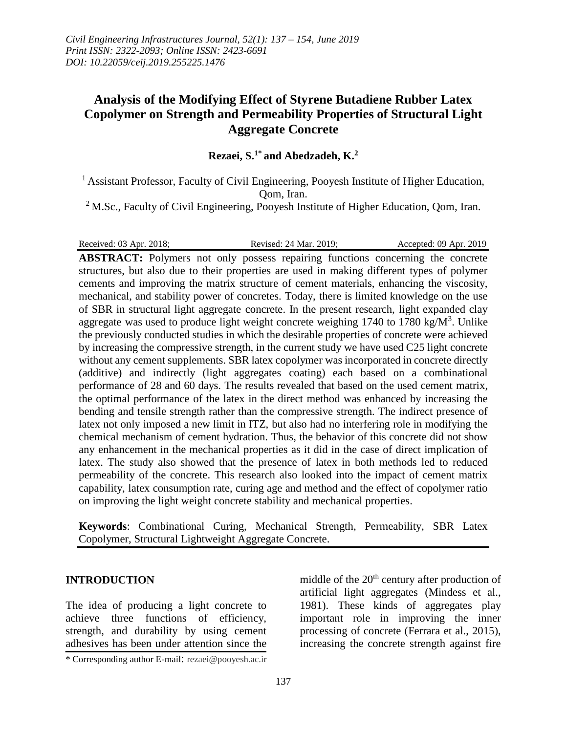# Analysis of the Modifying Effect of Styrene Butadiene Rubber Latex Copolymer on Strength and Permeability Properties of Structural Light Aggregate Concrete

**Rezaei, S.[1*] and Abedzadeh, K.[2]**

[1] Assistant Professor, Faculty of Civil Engineering, Pooyesh Institute of Higher Education, Qom, Iran.

[2] M.Sc., Faculty of Civil Engineering, Pooyesh Institute of Higher Education, Qom, Iran.

Received: 03 Apr. 2018; Revised: 24 Mar. 2019; Accepted: 09 Apr. 2019

**ABSTRACT:** Polymers not only possess repairing functions concerning the concrete structures, but also due to their properties are used in making different types of polymer cements and improving the matrix structure of cement materials, enhancing the viscosity, mechanical, and stability power of concretes. Today, there is limited knowledge on the use of SBR in structural light aggregate concrete. In the present research, light expanded clay aggregate was used to produce light weight concrete weighing 1740 to 1780 kg/M$^3$. Unlike the previously conducted studies in which the desirable properties of concrete were achieved by increasing the compressive strength, in the current study we have used C25 light concrete without any cement supplements. SBR latex copolymer was incorporated in concrete directly (additive) and indirectly (light aggregates coating) each based on a combinational performance of 28 and 60 days. The results revealed that based on the used cement matrix, the optimal performance of the latex in the direct method was enhanced by increasing the bending and tensile strength rather than the compressive strength. The indirect presence of latex not only imposed a new limit in ITZ, but also had no interfering role in modifying the chemical mechanism of cement hydration. Thus, the behavior of this concrete did not show any enhancement in the mechanical properties as it did in the case of direct implication of latex. The study also showed that the presence of latex in both methods led to reduced permeability of the concrete. This research also looked into the impact of cement matrix capability, latex consumption rate, curing age and method and the effect of copolymer ratio on improving the light weight concrete stability and mechanical properties.

**Keywords**: Combinational Curing, Mechanical Strength, Permeability, SBR Latex Copolymer, Structural Lightweight Aggregate Concrete.

## INTRODUCTION

The idea of producing a light concrete to achieve three functions of efficiency, strength, and durability by using cement adhesives has been under attention since the middle of the 20$^{th}$ century after production of artificial light aggregates (Mindess et al., 1981). These kinds of aggregates play important role in improving the inner processing of concrete (Ferrara et al., 2015), increasing the concrete strength against fire

\* Corresponding author E-mail: rezaei@pooyesh.ac.ir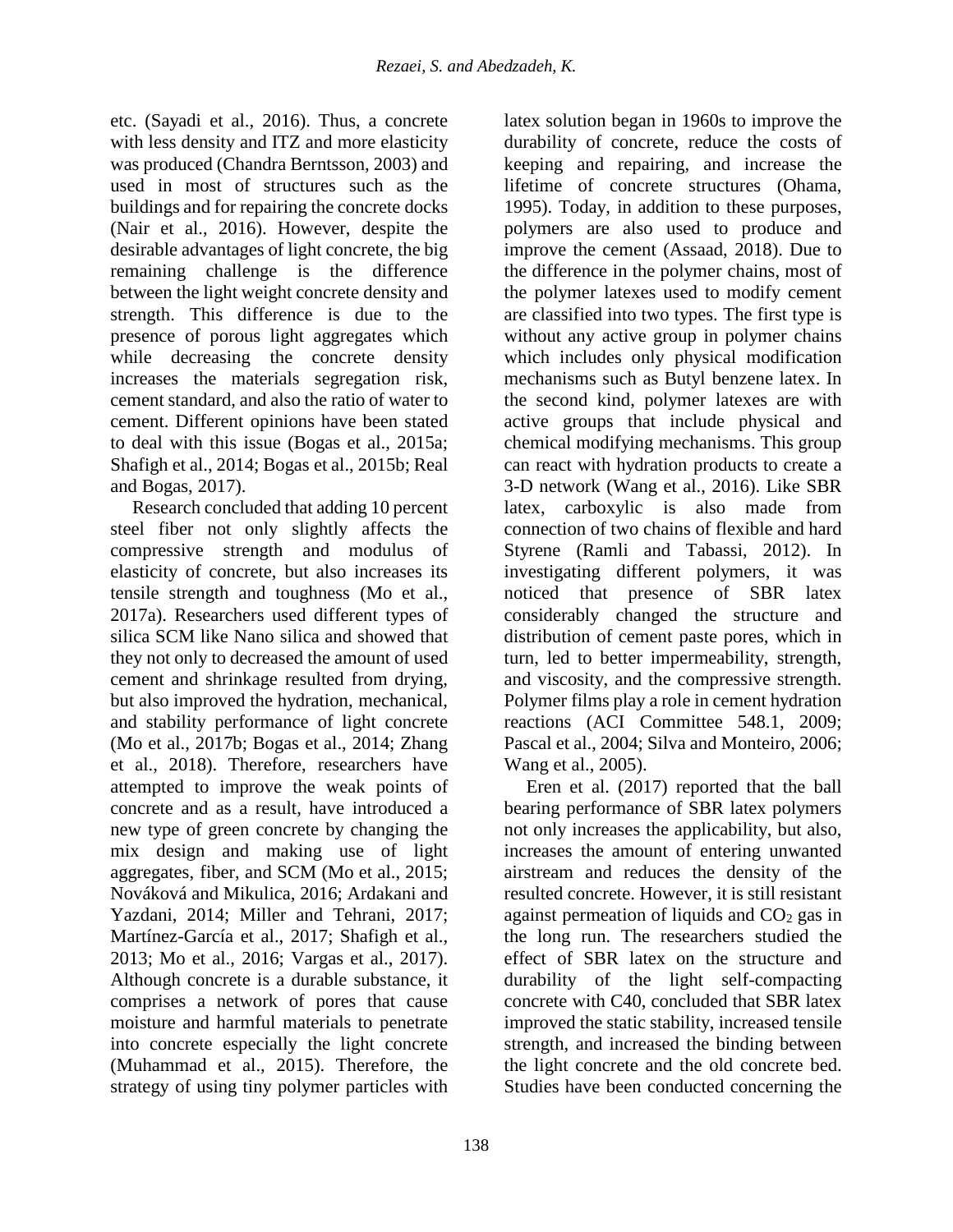etc. (Sayadi et al., 2016). Thus, a concrete with less density and ITZ and more elasticity was produced (Chandra Berntsson, 2003) and used in most of structures such as the buildings and for repairing the concrete docks (Nair et al., 2016). However, despite the desirable advantages of light concrete, the big remaining challenge is the difference between the light weight concrete density and strength. This difference is due to the presence of porous light aggregates which while decreasing the concrete density increases the materials segregation risk, cement standard, and also the ratio of water to cement. Different opinions have been stated to deal with this issue (Bogas et al., 2015a; Shafigh et al., 2014; Bogas et al., 2015b; Real and Bogas, 2017).

Research concluded that adding 10 percent steel fiber not only slightly affects the compressive strength and modulus of elasticity of concrete, but also increases its tensile strength and toughness (Mo et al., 2017a). Researchers used different types of silica SCM like Nano silica and showed that they not only to decreased the amount of used cement and shrinkage resulted from drying, but also improved the hydration, mechanical, and stability performance of light concrete (Mo et al., 2017b; Bogas et al., 2014; Zhang et al., 2018). Therefore, researchers have attempted to improve the weak points of concrete and as a result, have introduced a new type of green concrete by changing the mix design and making use of light aggregates, fiber, and SCM (Mo et al., 2015; Nováková and Mikulica, 2016; Ardakani and Yazdani, 2014; Miller and Tehrani, 2017; Martínez-García et al., 2017; Shafigh et al., 2013; Mo et al., 2016; Vargas et al., 2017). Although concrete is a durable substance, it comprises a network of pores that cause moisture and harmful materials to penetrate into concrete especially the light concrete (Muhammad et al., 2015). Therefore, the strategy of using tiny polymer particles with latex solution began in 1960s to improve the durability of concrete, reduce the costs of keeping and repairing, and increase the lifetime of concrete structures (Ohama, 1995). Today, in addition to these purposes, polymers are also used to produce and improve the cement (Assaad, 2018). Due to the difference in the polymer chains, most of the polymer latexes used to modify cement are classified into two types. The first type is without any active group in polymer chains which includes only physical modification mechanisms such as Butyl benzene latex. In the second kind, polymer latexes are with active groups that include physical and chemical modifying mechanisms. This group can react with hydration products to create a 3-D network (Wang et al., 2016). Like SBR latex, carboxylic is also made from connection of two chains of flexible and hard Styrene (Ramli and Tabassi, 2012). In investigating different polymers, it was noticed that presence of SBR latex considerably changed the structure and distribution of cement paste pores, which in turn, led to better impermeability, strength, and viscosity, and the compressive strength. Polymer films play a role in cement hydration reactions (ACI Committee 548.1, 2009; Pascal et al., 2004; Silva and Monteiro, 2006; Wang et al., 2005).

Eren et al. (2017) reported that the ball bearing performance of SBR latex polymers not only increases the applicability, but also, increases the amount of entering unwanted airstream and reduces the density of the resulted concrete. However, it is still resistant against permeation of liquids and $CO_2$ gas in the long run. The researchers studied the effect of SBR latex on the structure and durability of the light self-compacting concrete with C40, concluded that SBR latex improved the static stability, increased tensile strength, and increased the binding between the light concrete and the old concrete bed. Studies have been conducted concerning the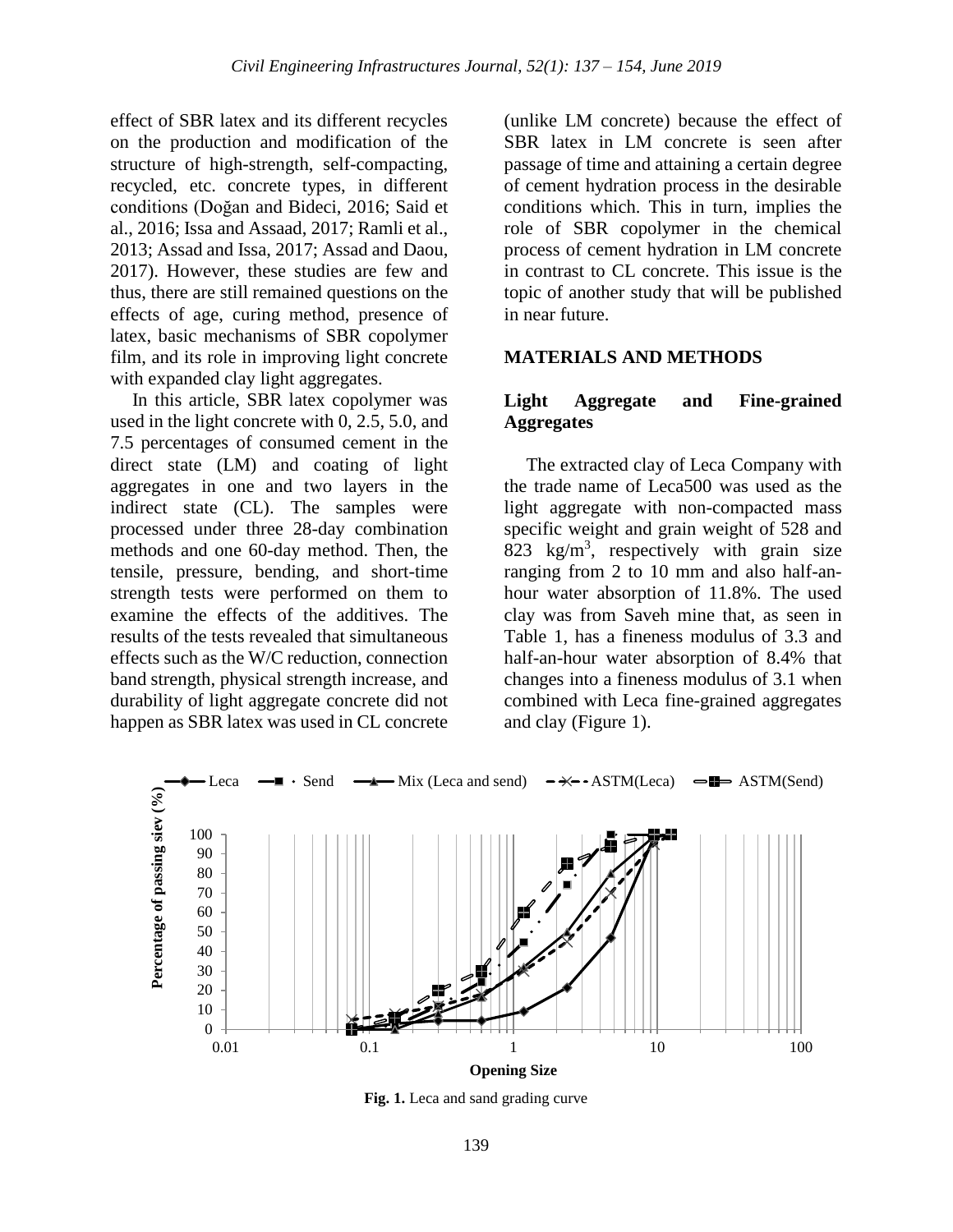effect of SBR latex and its different recycles on the production and modification of the structure of high-strength, self-compacting, recycled, etc. concrete types, in different conditions (Doğan and Bideci, 2016; Said et al., 2016; Issa and Assaad, 2017; Ramli et al., 2013; Assad and Issa, 2017; Assad and Daou, 2017). However, these studies are few and thus, there are still remained questions on the effects of age, curing method, presence of latex, basic mechanisms of SBR copolymer film, and its role in improving light concrete with expanded clay light aggregates.

In this article, SBR latex copolymer was used in the light concrete with 0, 2.5, 5.0, and 7.5 percentages of consumed cement in the direct state (LM) and coating of light aggregates in one and two layers in the indirect state (CL). The samples were processed under three 28-day combination methods and one 60-day method. Then, the tensile, pressure, bending, and short-time strength tests were performed on them to examine the effects of the additives. The results of the tests revealed that simultaneous effects such as the W/C reduction, connection band strength, physical strength increase, and durability of light aggregate concrete did not happen as SBR latex was used in CL concrete (unlike LM concrete) because the effect of SBR latex in LM concrete is seen after passage of time and attaining a certain degree of cement hydration process in the desirable conditions which. This in turn, implies the role of SBR copolymer in the chemical process of cement hydration in LM concrete in contrast to CL concrete. This issue is the topic of another study that will be published in near future.

## MATERIALS AND METHODS

### Light Aggregate and Fine-grained Aggregates

The extracted clay of Leca Company with the trade name of Leca500 was used as the light aggregate with non-compacted mass specific weight and grain weight of 528 and 823 kg/m$^3$, respectively with grain size ranging from 2 to 10 mm and also half-an-hour water absorption of 11.8%. The used clay was from Saveh mine that, as seen in Table 1, has a fineness modulus of 3.3 and half-an-hour water absorption of 8.4% that changes into a fineness modulus of 3.1 when combined with Leca fine-grained aggregates and clay (Figure 1).

**Fig. 1.** Leca and sand grading curve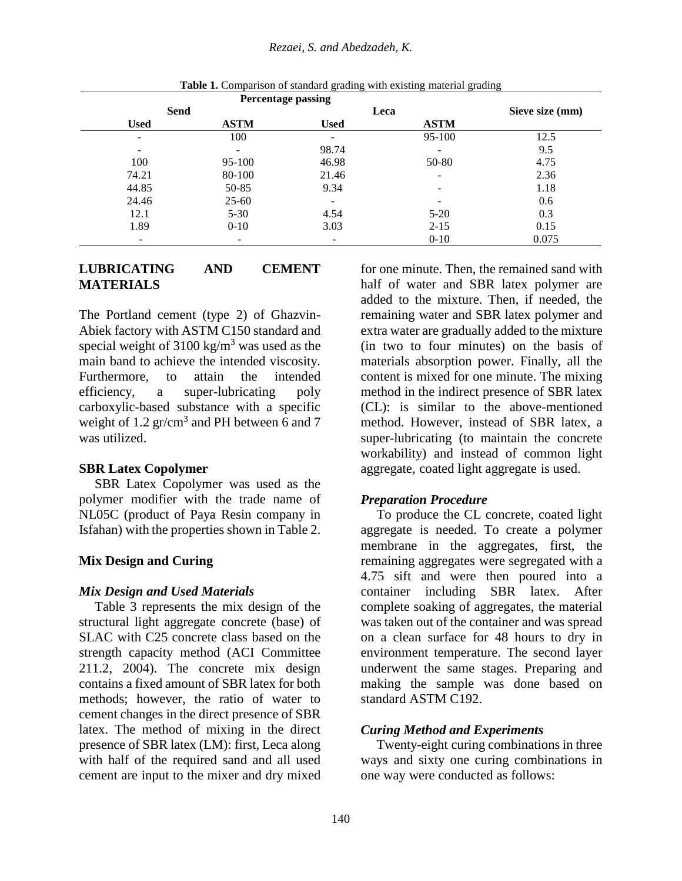**Table 1.** Comparison of standard grading with existing material grading

| Percentage passing | | | | |
|---|---|---|---|---|
| Send | | Leca | | Sieve size (mm) |
| Used | ASTM | Used | ASTM | |
| - | 100 | - | 95-100 | 12.5 |
| - | - | 98.74 | - | 9.5 |
| 100 | 95-100 | 46.98 | 50-80 | 4.75 |
| 74.21 | 80-100 | 21.46 | - | 2.36 |
| 44.85 | 50-85 | 9.34 | - | 1.18 |
| 24.46 | 25-60 | - | - | 0.6 |
| 12.1 | 5-30 | 4.54 | 5-20 | 0.3 |
| 1.89 | 0-10 | 3.03 | 2-15 | 0.15 |
| - | - | - | 0-10 | 0.075 |

## LUBRICATING AND CEMENT MATERIALS

The Portland cement (type 2) of Ghazvin-Abiek factory with ASTM C150 standard and special weight of 3100 kg/m$^3$ was used as the main band to achieve the intended viscosity. Furthermore, to attain the intended efficiency, a super-lubricating poly carboxylic-based substance with a specific weight of 1.2 gr/cm$^3$ and PH between 6 and 7 was utilized.

### SBR Latex Copolymer

SBR Latex Copolymer was used as the polymer modifier with the trade name of NL05C (product of Paya Resin company in Isfahan) with the properties shown in Table 2.

### Mix Design and Curing

#### *Mix Design and Used Materials*

Table 3 represents the mix design of the structural light aggregate concrete (base) of SLAC with C25 concrete class based on the strength capacity method (ACI Committee 211.2, 2004). The concrete mix design contains a fixed amount of SBR latex for both methods; however, the ratio of water to cement changes in the direct presence of SBR latex. The method of mixing in the direct presence of SBR latex (LM): first, Leca along with half of the required sand and all used cement are input to the mixer and dry mixed for one minute. Then, the remained sand with half of water and SBR latex polymer are added to the mixture. Then, if needed, the remaining water and SBR latex polymer and extra water are gradually added to the mixture (in two to four minutes) on the basis of materials absorption power. Finally, all the content is mixed for one minute. The mixing method in the indirect presence of SBR latex (CL): is similar to the above-mentioned method. However, instead of SBR latex, a super-lubricating (to maintain the concrete workability) and instead of common light aggregate, coated light aggregate is used.

#### *Preparation Procedure*

To produce the CL concrete, coated light aggregate is needed. To create a polymer membrane in the aggregates, first, the remaining aggregates were segregated with a 4.75 sift and were then poured into a container including SBR latex. After complete soaking of aggregates, the material was taken out of the container and was spread on a clean surface for 48 hours to dry in environment temperature. The second layer underwent the same stages. Preparing and making the sample was done based on standard ASTM C192.

#### *Curing Method and Experiments*

Twenty-eight curing combinations in three ways and sixty one curing combinations in one way were conducted as follows: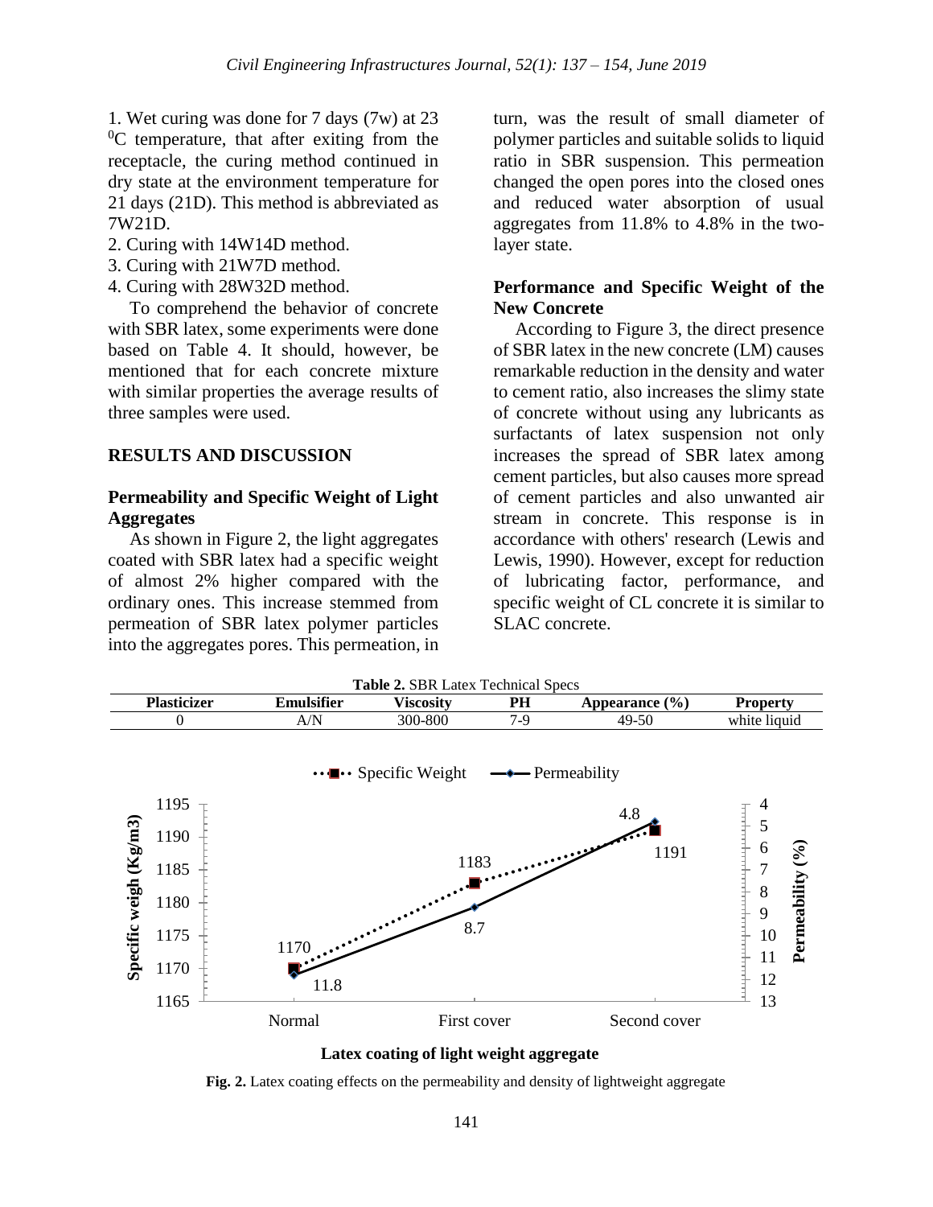1. Wet curing was done for 7 days (7w) at 23 $^{0}$C temperature, that after exiting from the receptacle, the curing method continued in dry state at the environment temperature for 21 days (21D). This method is abbreviated as 7W21D.
2. Curing with 14W14D method.
3. Curing with 21W7D method.
4. Curing with 28W32D method.

To comprehend the behavior of concrete with SBR latex, some experiments were done based on Table 4. It should, however, be mentioned that for each concrete mixture with similar properties the average results of three samples were used.

## RESULTS AND DISCUSSION

### Permeability and Specific Weight of Light Aggregates

As shown in Figure 2, the light aggregates coated with SBR latex had a specific weight of almost 2% higher compared with the ordinary ones. This increase stemmed from permeation of SBR latex polymer particles into the aggregates pores. This permeation, in turn, was the result of small diameter of polymer particles and suitable solids to liquid ratio in SBR suspension. This permeation changed the open pores into the closed ones and reduced water absorption of usual aggregates from 11.8% to 4.8% in the two-layer state.

### Performance and Specific Weight of the New Concrete

According to Figure 3, the direct presence of SBR latex in the new concrete (LM) causes remarkable reduction in the density and water to cement ratio, also increases the slimy state of concrete without using any lubricants as surfactants of latex suspension not only increases the spread of SBR latex among cement particles, but also causes more spread of cement particles and also unwanted air stream in concrete. This response is in accordance with others' research (Lewis and Lewis, 1990). However, except for reduction of lubricating factor, performance, and specific weight of CL concrete it is similar to SLAC concrete.

**Table 2.** SBR Latex Technical Specs

| Plasticizer | Emulsifier | Viscosity | PH | Appearance (%) | Property |
|---|---|---|---|---|---|
| 0 | A/N | 300-800 | 7-9 | 49-50 | white liquid |

**Fig. 2.** Latex coating effects on the permeability and density of lightweight aggregate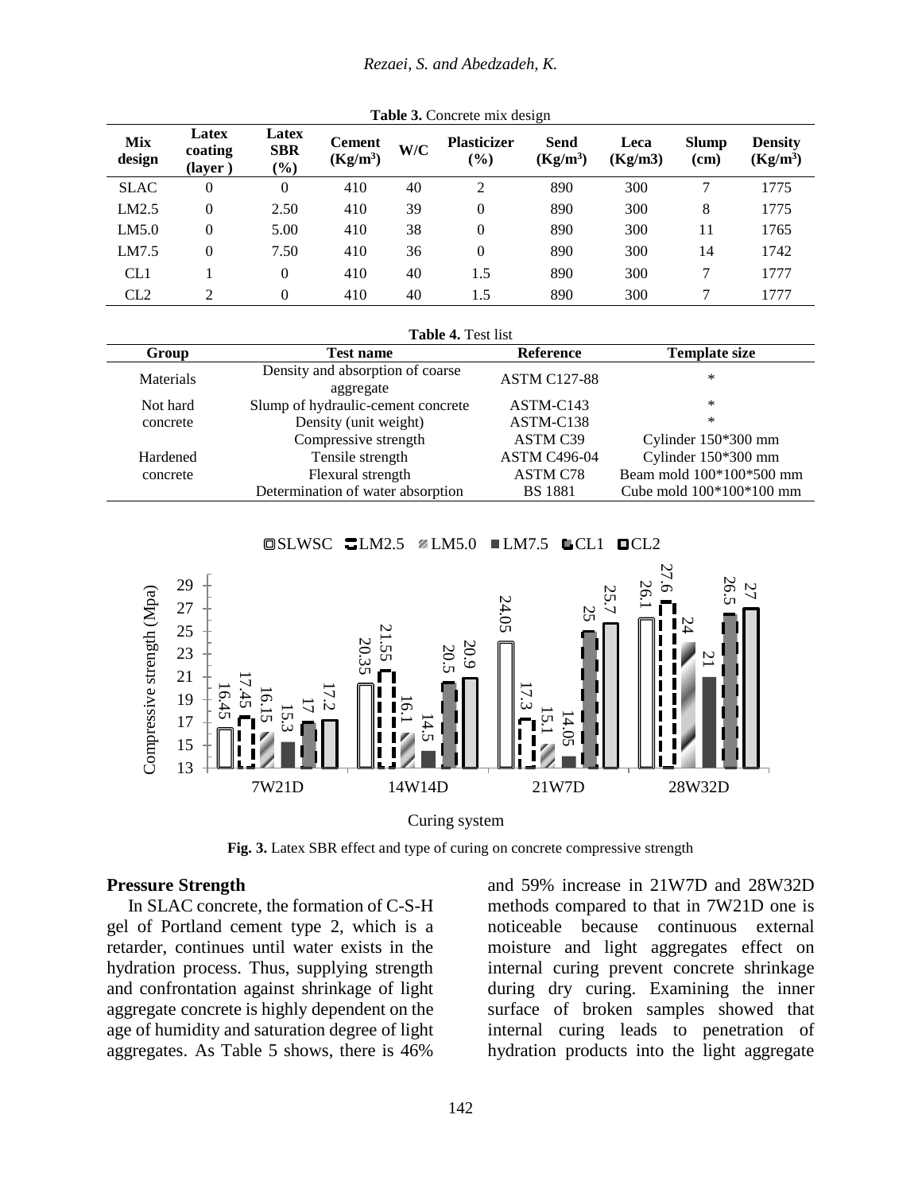**Table 3.** Concrete mix design

| Mix design | Latex coating (layer ) | Latex SBR (%) | Cement ($Kg/m^3$) | W/C | Plasticizer (%) | Send ($Kg/m^3$) | Leca (Kg/m3) | Slump (cm) | Density ($Kg/m^3$) |
|---|---|---|---|---|---|---|---|---|---|
| SLAC | 0 | 0 | 410 | 40 | 2 | 890 | 300 | 7 | 1775 |
| LM2.5 | 0 | 2.50 | 410 | 39 | 0 | 890 | 300 | 8 | 1775 |
| LM5.0 | 0 | 5.00 | 410 | 38 | 0 | 890 | 300 | 11 | 1765 |
| LM7.5 | 0 | 7.50 | 410 | 36 | 0 | 890 | 300 | 14 | 1742 |
| CL1 | 1 | 0 | 410 | 40 | 1.5 | 890 | 300 | 7 | 1777 |
| CL2 | 2 | 0 | 410 | 40 | 1.5 | 890 | 300 | 7 | 1777 |

**Table 4.** Test list

| Group | Test name | Reference | Template size |
|---|---|---|---|
| Materials | Density and absorption of coarse aggregate | ASTM C127-88 | * |
| Not hard concrete | Slump of hydraulic-cement concrete | ASTM-C143 | * |
| | Density (unit weight) | ASTM-C138 | * |
| Hardened concrete | Compressive strength | ASTM C39 | Cylinder 150*300 mm |
| | Tensile strength | ASTM C496-04 | Cylinder 150*300 mm |
| | Flexural strength | ASTM C78 | Beam mold 100*100*500 mm |
| | Determination of water absorption | BS 1881 | Cube mold 100*100*100 mm |

**Fig. 3.** Latex SBR effect and type of curing on concrete compressive strength

## Pressure Strength

In SLAC concrete, the formation of C-S-H gel of Portland cement type 2, which is a retarder, continues until water exists in the hydration process. Thus, supplying strength and confrontation against shrinkage of light aggregate concrete is highly dependent on the age of humidity and saturation degree of light aggregates. As Table 5 shows, there is 46% and 59% increase in 21W7D and 28W32D methods compared to that in 7W21D one is noticeable because continuous external moisture and light aggregates effect on internal curing prevent concrete shrinkage during dry curing. Examining the inner surface of broken samples showed that internal curing leads to penetration of hydration products into the light aggregate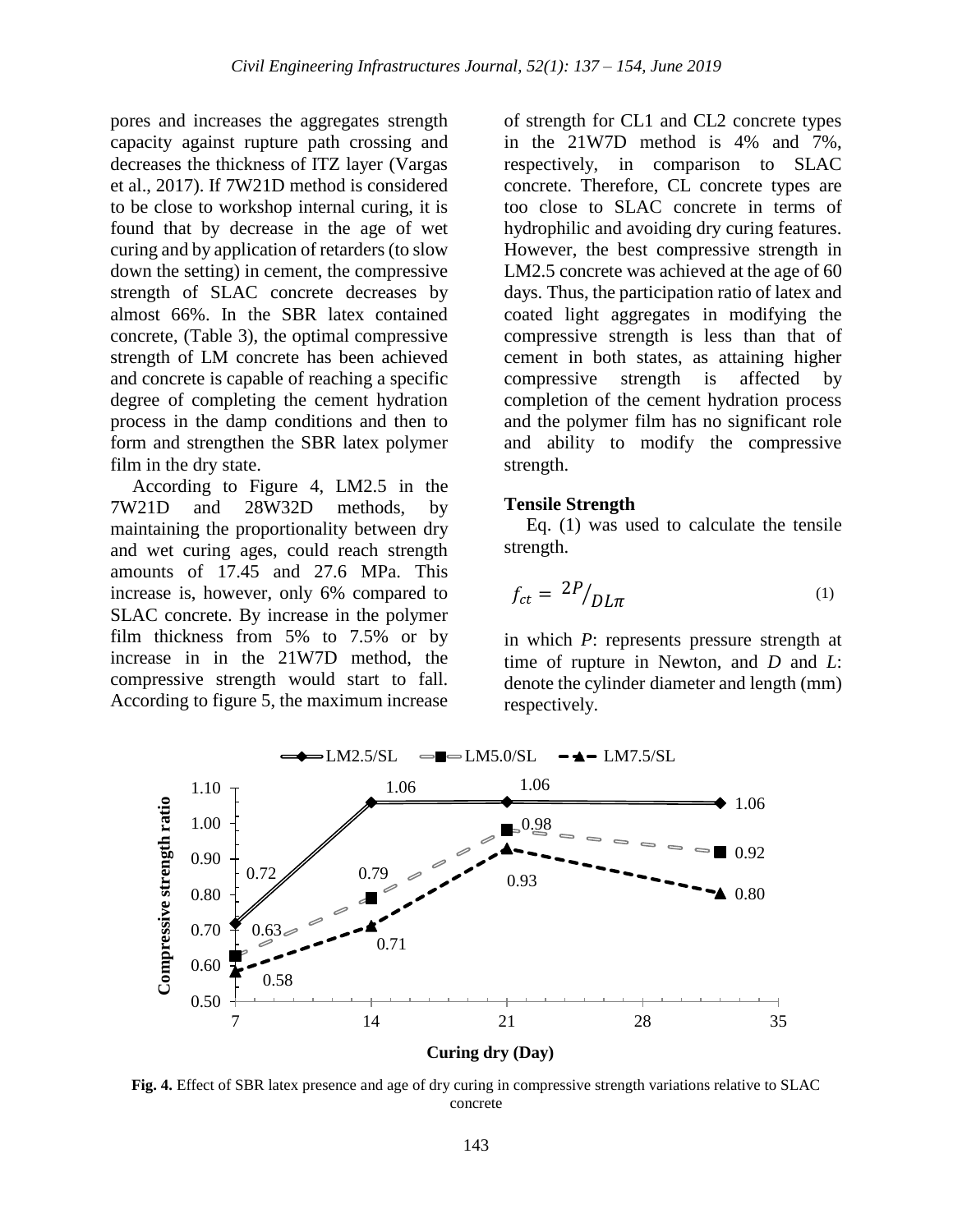pores and increases the aggregates strength capacity against rupture path crossing and decreases the thickness of ITZ layer (Vargas et al., 2017). If 7W21D method is considered to be close to workshop internal curing, it is found that by decrease in the age of wet curing and by application of retarders (to slow down the setting) in cement, the compressive strength of SLAC concrete decreases by almost 66%. In the SBR latex contained concrete, (Table 3), the optimal compressive strength of LM concrete has been achieved and concrete is capable of reaching a specific degree of completing the cement hydration process in the damp conditions and then to form and strengthen the SBR latex polymer film in the dry state.

According to Figure 4, LM2.5 in the 7W21D and 28W32D methods, by maintaining the proportionality between dry and wet curing ages, could reach strength amounts of 17.45 and 27.6 MPa. This increase is, however, only 6% compared to SLAC concrete. By increase in the polymer film thickness from 5% to 7.5% or by increase in in the 21W7D method, the compressive strength would start to fall. According to figure 5, the maximum increase of strength for CL1 and CL2 concrete types in the 21W7D method is 4% and 7%, respectively, in comparison to SLAC concrete. Therefore, CL concrete types are too close to SLAC concrete in terms of hydrophilic and avoiding dry curing features. However, the best compressive strength in LM2.5 concrete was achieved at the age of 60 days. Thus, the participation ratio of latex and coated light aggregates in modifying the compressive strength is less than that of cement in both states, as attaining higher compressive strength is affected by completion of the cement hydration process and the polymer film has no significant role and ability to modify the compressive strength.

**Tensile Strength**

Eq. (1) was used to calculate the tensile strength.

$$f_{ct} = {2P}/{DL\pi} \tag{1}$$

in which *P*: represents pressure strength at time of rupture in Newton, and *D* and *L*: denote the cylinder diameter and length (mm) respectively.

**Fig. 4.** Effect of SBR latex presence and age of dry curing in compressive strength variations relative to SLAC concrete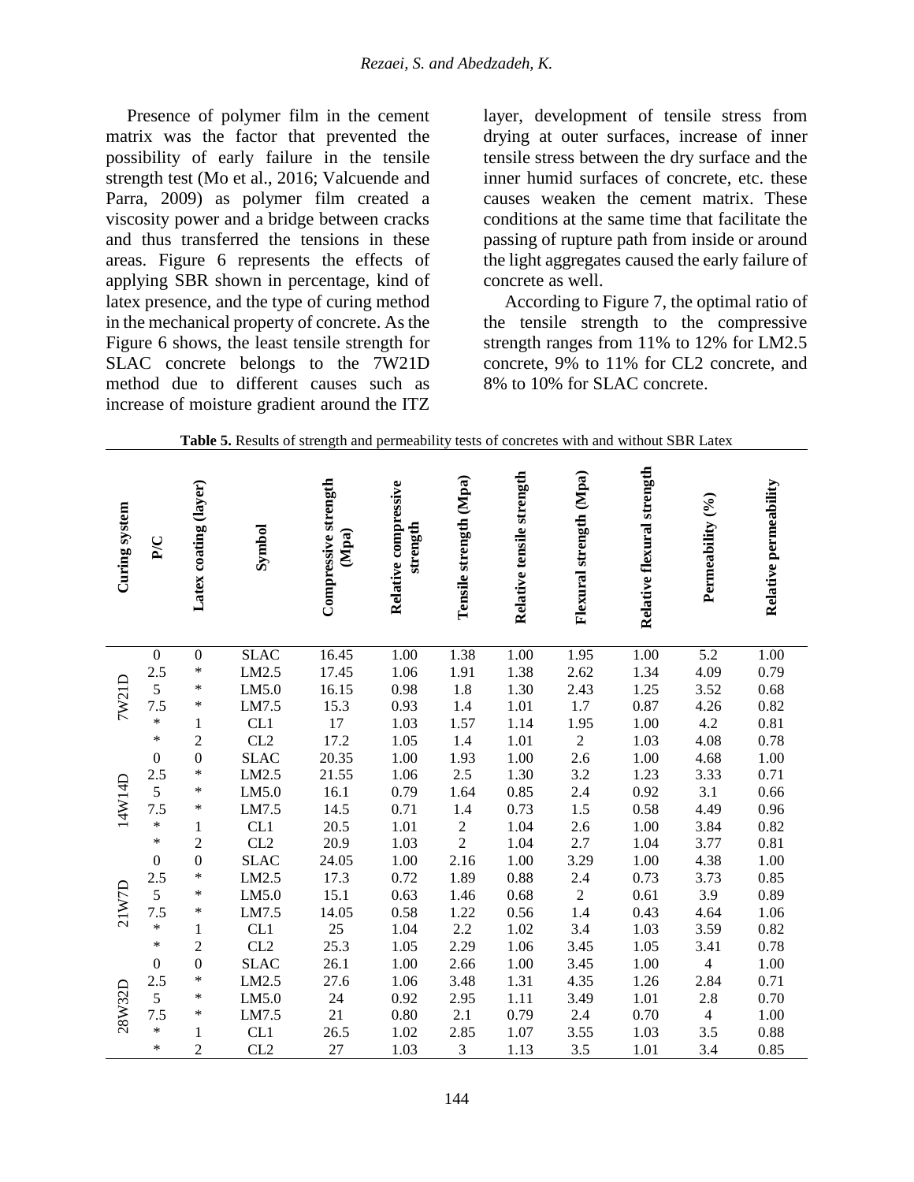Presence of polymer film in the cement matrix was the factor that prevented the possibility of early failure in the tensile strength test (Mo et al., 2016; Valcuende and Parra, 2009) as polymer film created a viscosity power and a bridge between cracks and thus transferred the tensions in these areas. Figure 6 represents the effects of applying SBR shown in percentage, kind of latex presence, and the type of curing method in the mechanical property of concrete. As the Figure 6 shows, the least tensile strength for SLAC concrete belongs to the 7W21D method due to different causes such as increase of moisture gradient around the ITZ layer, development of tensile stress from drying at outer surfaces, increase of inner tensile stress between the dry surface and the inner humid surfaces of concrete, etc. these causes weaken the cement matrix. These conditions at the same time that facilitate the passing of rupture path from inside or around the light aggregates caused the early failure of concrete as well.

According to Figure 7, the optimal ratio of the tensile strength to the compressive strength ranges from 11% to 12% for LM2.5 concrete, 9% to 11% for CL2 concrete, and 8% to 10% for SLAC concrete.

**Table 5.** Results of strength and permeability tests of concretes with and without SBR Latex

| Curing system | P/C | Latex coating (layer) | Symbol | Compressive strength (Mpa) | Relative compressive strength | Tensile strength (Mpa) | Relative tensile strength | Flexural strength (Mpa) | Relative flexural strength | Permeability (%) | Relative permeability |
|---|---|---|---|---|---|---|---|---|---|---|---|
| 7W21D | 0 | 0 | SLAC | 16.45 | 1.00 | 1.38 | 1.00 | 1.95 | 1.00 | 5.2 | 1.00 |
| | 2.5 | * | LM2.5 | 17.45 | 1.06 | 1.91 | 1.38 | 2.62 | 1.34 | 4.09 | 0.79 |
| | 5 | * | LM5.0 | 16.15 | 0.98 | 1.8 | 1.30 | 2.43 | 1.25 | 3.52 | 0.68 |
| | 7.5 | * | LM7.5 | 15.3 | 0.93 | 1.4 | 1.01 | 1.7 | 0.87 | 4.26 | 0.82 |
| | * | 1 | CL1 | 17 | 1.03 | 1.57 | 1.14 | 1.95 | 1.00 | 4.2 | 0.81 |
| | * | 2 | CL2 | 17.2 | 1.05 | 1.4 | 1.01 | 2 | 1.03 | 4.08 | 0.78 |
| 14W14D | 0 | 0 | SLAC | 20.35 | 1.00 | 1.93 | 1.00 | 2.6 | 1.00 | 4.68 | 1.00 |
| | 2.5 | * | LM2.5 | 21.55 | 1.06 | 2.5 | 1.30 | 3.2 | 1.23 | 3.33 | 0.71 |
| | 5 | * | LM5.0 | 16.1 | 0.79 | 1.64 | 0.85 | 2.4 | 0.92 | 3.1 | 0.66 |
| | 7.5 | * | LM7.5 | 14.5 | 0.71 | 1.4 | 0.73 | 1.5 | 0.58 | 4.49 | 0.96 |
| | * | 1 | CL1 | 20.5 | 1.01 | 2 | 1.04 | 2.6 | 1.00 | 3.84 | 0.82 |
| | * | 2 | CL2 | 20.9 | 1.03 | 2 | 1.04 | 2.7 | 1.04 | 3.77 | 0.81 |
| 21W7D | 0 | 0 | SLAC | 24.05 | 1.00 | 2.16 | 1.00 | 3.29 | 1.00 | 4.38 | 1.00 |
| | 2.5 | * | LM2.5 | 17.3 | 0.72 | 1.89 | 0.88 | 2.4 | 0.73 | 3.73 | 0.85 |
| | 5 | * | LM5.0 | 15.1 | 0.63 | 1.46 | 0.68 | 2 | 0.61 | 3.9 | 0.89 |
| | 7.5 | * | LM7.5 | 14.05 | 0.58 | 1.22 | 0.56 | 1.4 | 0.43 | 4.64 | 1.06 |
| | * | 1 | CL1 | 25 | 1.04 | 2.2 | 1.02 | 3.4 | 1.03 | 3.59 | 0.82 |
| | * | 2 | CL2 | 25.3 | 1.05 | 2.29 | 1.06 | 3.45 | 1.05 | 3.41 | 0.78 |
| 28W32D | 0 | 0 | SLAC | 26.1 | 1.00 | 2.66 | 1.00 | 3.45 | 1.00 | 4 | 1.00 |
| | 2.5 | * | LM2.5 | 27.6 | 1.06 | 3.48 | 1.31 | 4.35 | 1.26 | 2.84 | 0.71 |
| | 5 | * | LM5.0 | 24 | 0.92 | 2.95 | 1.11 | 3.49 | 1.01 | 2.8 | 0.70 |
| | 7.5 | * | LM7.5 | 21 | 0.80 | 2.1 | 0.79 | 2.4 | 0.70 | 4 | 1.00 |
| | * | 1 | CL1 | 26.5 | 1.02 | 2.85 | 1.07 | 3.55 | 1.03 | 3.5 | 0.88 |
| | * | 2 | CL2 | 27 | 1.03 | 3 | 1.13 | 3.5 | 1.01 | 3.4 | 0.85 |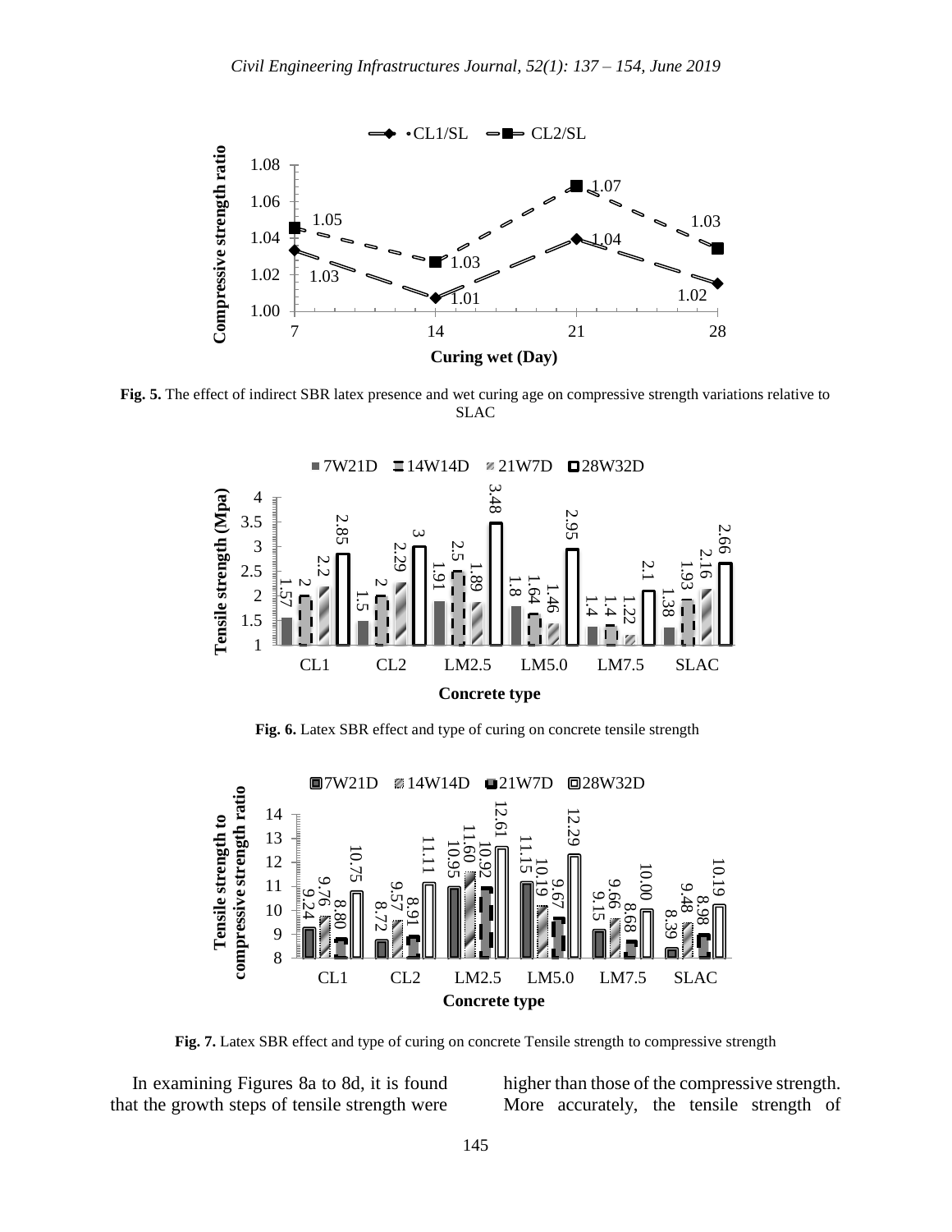**Fig. 5.** The effect of indirect SBR latex presence and wet curing age on compressive strength variations relative to SLAC

**Fig. 6.** Latex SBR effect and type of curing on concrete tensile strength

**Fig. 7.** Latex SBR effect and type of curing on concrete Tensile strength to compressive strength

In examining Figures 8a to 8d, it is found that the growth steps of tensile strength were higher than those of the compressive strength. More accurately, the tensile strength of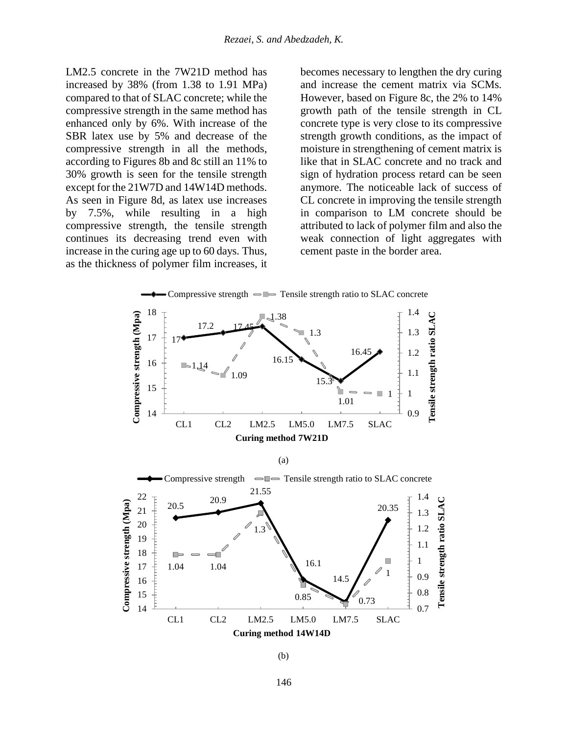LM2.5 concrete in the 7W21D method has increased by 38% (from 1.38 to 1.91 MPa) compared to that of SLAC concrete; while the compressive strength in the same method has enhanced only by 6%. With increase of the SBR latex use by 5% and decrease of the compressive strength in all the methods, according to Figures 8b and 8c still an 11% to 30% growth is seen for the tensile strength except for the 21W7D and 14W14D methods. As seen in Figure 8d, as latex use increases by 7.5%, while resulting in a high compressive strength, the tensile strength continues its decreasing trend even with increase in the curing age up to 60 days. Thus, as the thickness of polymer film increases, it becomes necessary to lengthen the dry curing and increase the cement matrix via SCMs. However, based on Figure 8c, the 2% to 14% growth path of the tensile strength in CL concrete type is very close to its compressive strength growth conditions, as the impact of moisture in strengthening of cement matrix is like that in SLAC concrete and no track and sign of hydration process retard can be seen anymore. The noticeable lack of success of CL concrete in improving the tensile strength in comparison to LM concrete should be attributed to lack of polymer film and also the weak connection of light aggregates with cement paste in the border area.

| Curing method 7W21D | CL1 | CL2 | LM2.5 | LM5.0 | LM7.5 | SLAC |
|---|---|---|---|---|---|---|
| Compressive strength (Mpa) | 17 | 17.2 | 17.45 | 16.15 | 15.3 | 16.45 |
| Tensile strength ratio to SLAC concrete | 1.14 | 1.09 | 1.38 | 1.3 | 1.01 | 1 |

(a)

| Curing method 14W14D | CL1 | CL2 | LM2.5 | LM5.0 | LM7.5 | SLAC |
|---|---|---|---|---|---|---|
| Compressive strength (Mpa) | 20.5 | 20.9 | 21.55 | 16.1 | 14.5 | 20.35 |
| Tensile strength ratio to SLAC concrete | 1.04 | 1.04 | 1.3 | 0.85 | 0.73 | 1 |

(b)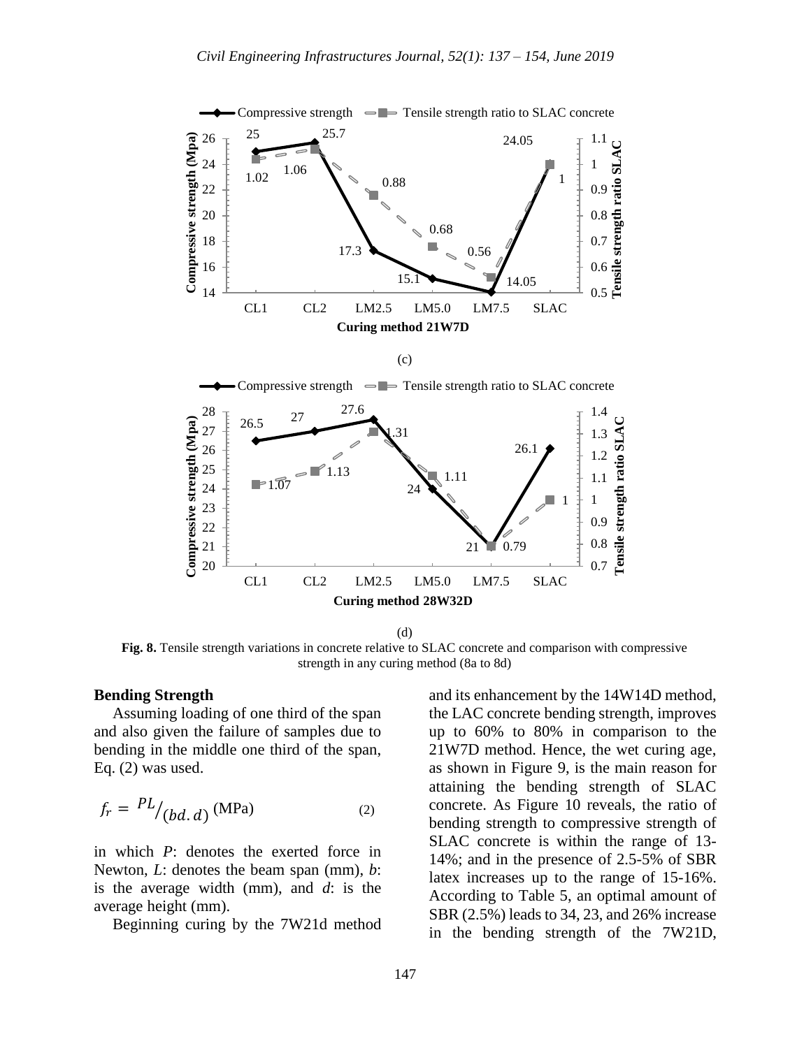(c)

(d)

**Fig. 8.** Tensile strength variations in concrete relative to SLAC concrete and comparison with compressive strength in any curing method (8a to 8d)

### Bending Strength

Assuming loading of one third of the span and also given the failure of samples due to bending in the middle one third of the span, Eq. (2) was used.

$$f_r = PL/(bd.d) \text{ (MPa)} \tag{2}$$

in which $P$: denotes the exerted force in Newton, $L$: denotes the beam span (mm), $b$: is the average width (mm), and $d$: is the average height (mm).

Beginning curing by the 7W21d method and its enhancement by the 14W14D method, the LAC concrete bending strength, improves up to 60% to 80% in comparison to the 21W7D method. Hence, the wet curing age, as shown in Figure 9, is the main reason for attaining the bending strength of SLAC concrete. As Figure 10 reveals, the ratio of bending strength to compressive strength of SLAC concrete is within the range of 13-14%; and in the presence of 2.5-5% of SBR latex increases up to the range of 15-16%. According to Table 5, an optimal amount of SBR (2.5%) leads to 34, 23, and 26% increase in the bending strength of the 7W21D,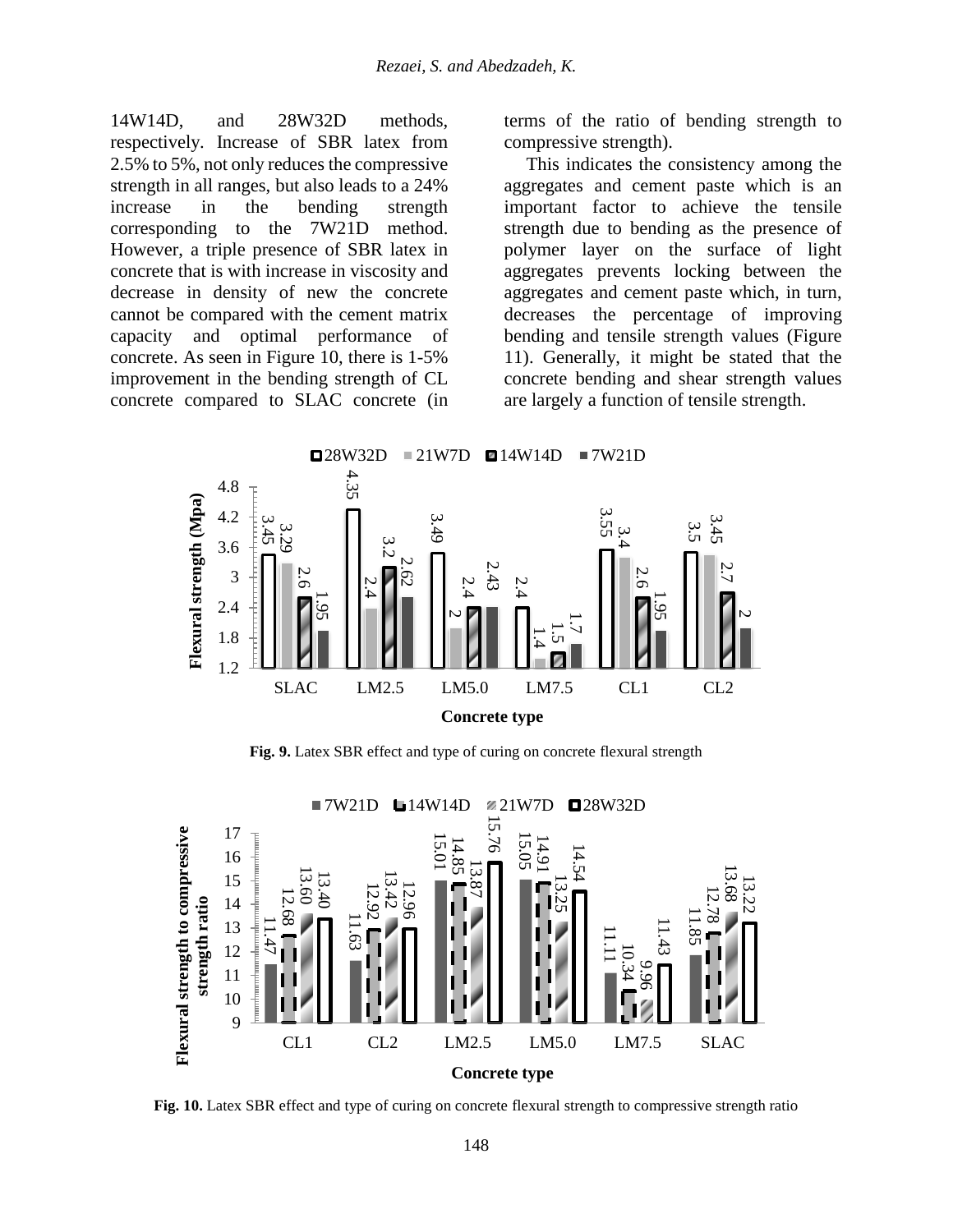14W14D, and 28W32D methods, respectively. Increase of SBR latex from 2.5% to 5%, not only reduces the compressive strength in all ranges, but also leads to a 24% increase in the bending strength corresponding to the 7W21D method. However, a triple presence of SBR latex in concrete that is with increase in viscosity and decrease in density of new the concrete cannot be compared with the cement matrix capacity and optimal performance of concrete. As seen in Figure 10, there is 1-5% improvement in the bending strength of CL concrete compared to SLAC concrete (in terms of the ratio of bending strength to compressive strength).

This indicates the consistency among the aggregates and cement paste which is an important factor to achieve the tensile strength due to bending as the presence of polymer layer on the surface of light aggregates prevents locking between the aggregates and cement paste which, in turn, decreases the percentage of improving bending and tensile strength values (Figure 11). Generally, it might be stated that the concrete bending and shear strength values are largely a function of tensile strength.

**Fig. 9.** Latex SBR effect and type of curing on concrete flexural strength

**Fig. 10.** Latex SBR effect and type of curing on concrete flexural strength to compressive strength ratio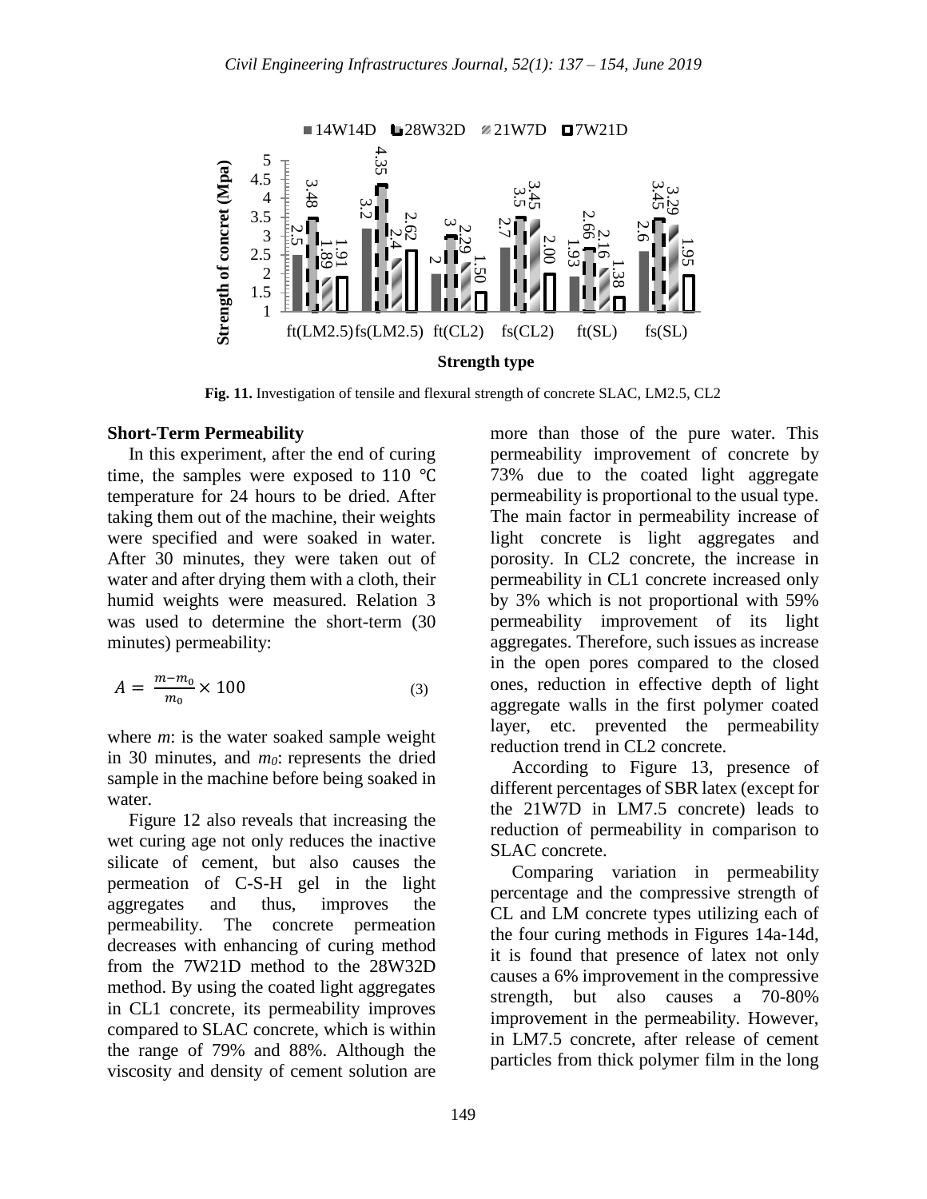**Fig. 11.** Investigation of tensile and flexural strength of concrete SLAC, LM2.5, CL2

**Short-Term Permeability**

In this experiment, after the end of curing time, the samples were exposed to 110 ℃ temperature for 24 hours to be dried. After taking them out of the machine, their weights were specified and were soaked in water. After 30 minutes, they were taken out of water and after drying them with a cloth, their humid weights were measured. Relation 3 was used to determine the short-term (30 minutes) permeability:

$$A = \frac{m - m_0}{m_0} \times 100 \quad (3)$$

where *m*: is the water soaked sample weight in 30 minutes, and $m_0$: represents the dried sample in the machine before being soaked in water.

Figure 12 also reveals that increasing the wet curing age not only reduces the inactive silicate of cement, but also causes the permeation of C-S-H gel in the light aggregates and thus, improves the permeability. The concrete permeation decreases with enhancing of curing method from the 7W21D method to the 28W32D method. By using the coated light aggregates in CL1 concrete, its permeability improves compared to SLAC concrete, which is within the range of 79% and 88%. Although the viscosity and density of cement solution are more than those of the pure water. This permeability improvement of concrete by 73% due to the coated light aggregate permeability is proportional to the usual type. The main factor in permeability increase of light concrete is light aggregates and porosity. In CL2 concrete, the increase in permeability in CL1 concrete increased only by 3% which is not proportional with 59% permeability improvement of its light aggregates. Therefore, such issues as increase in the open pores compared to the closed ones, reduction in effective depth of light aggregate walls in the first polymer coated layer, etc. prevented the permeability reduction trend in CL2 concrete.

According to Figure 13, presence of different percentages of SBR latex (except for the 21W7D in LM7.5 concrete) leads to reduction of permeability in comparison to SLAC concrete.

Comparing variation in permeability percentage and the compressive strength of CL and LM concrete types utilizing each of the four curing methods in Figures 14a-14d, it is found that presence of latex not only causes a 6% improvement in the compressive strength, but also causes a 70-80% improvement in the permeability. However, in LM7.5 concrete, after release of cement particles from thick polymer film in the long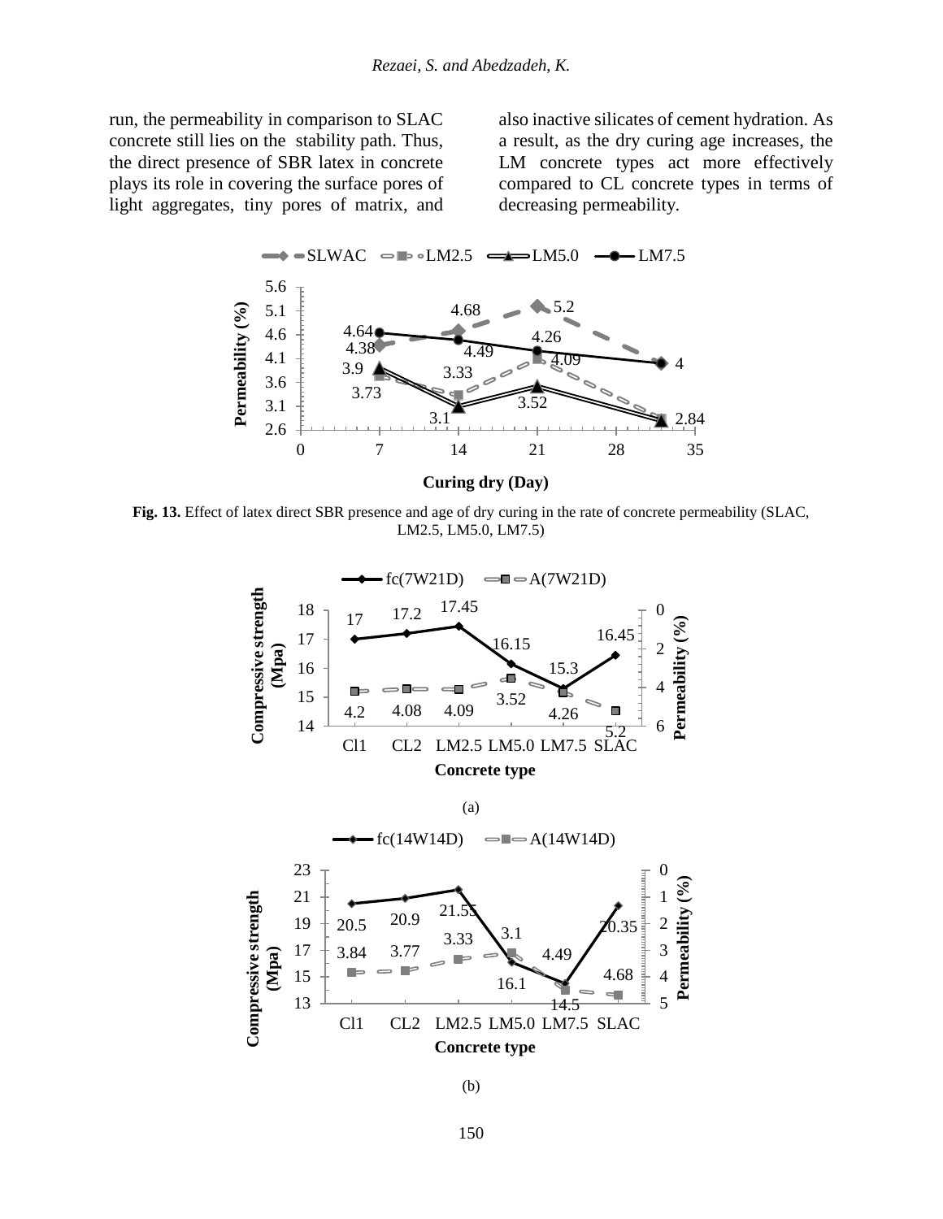run, the permeability in comparison to SLAC concrete still lies on the stability path. Thus, the direct presence of SBR latex in concrete plays its role in covering the surface pores of light aggregates, tiny pores of matrix, and also inactive silicates of cement hydration. As a result, as the dry curing age increases, the LM concrete types act more effectively compared to CL concrete types in terms of decreasing permeability.

**Fig. 13.** Effect of latex direct SBR presence and age of dry curing in the rate of concrete permeability (SLAC, LM2.5, LM5.0, LM7.5)

(a)

(b)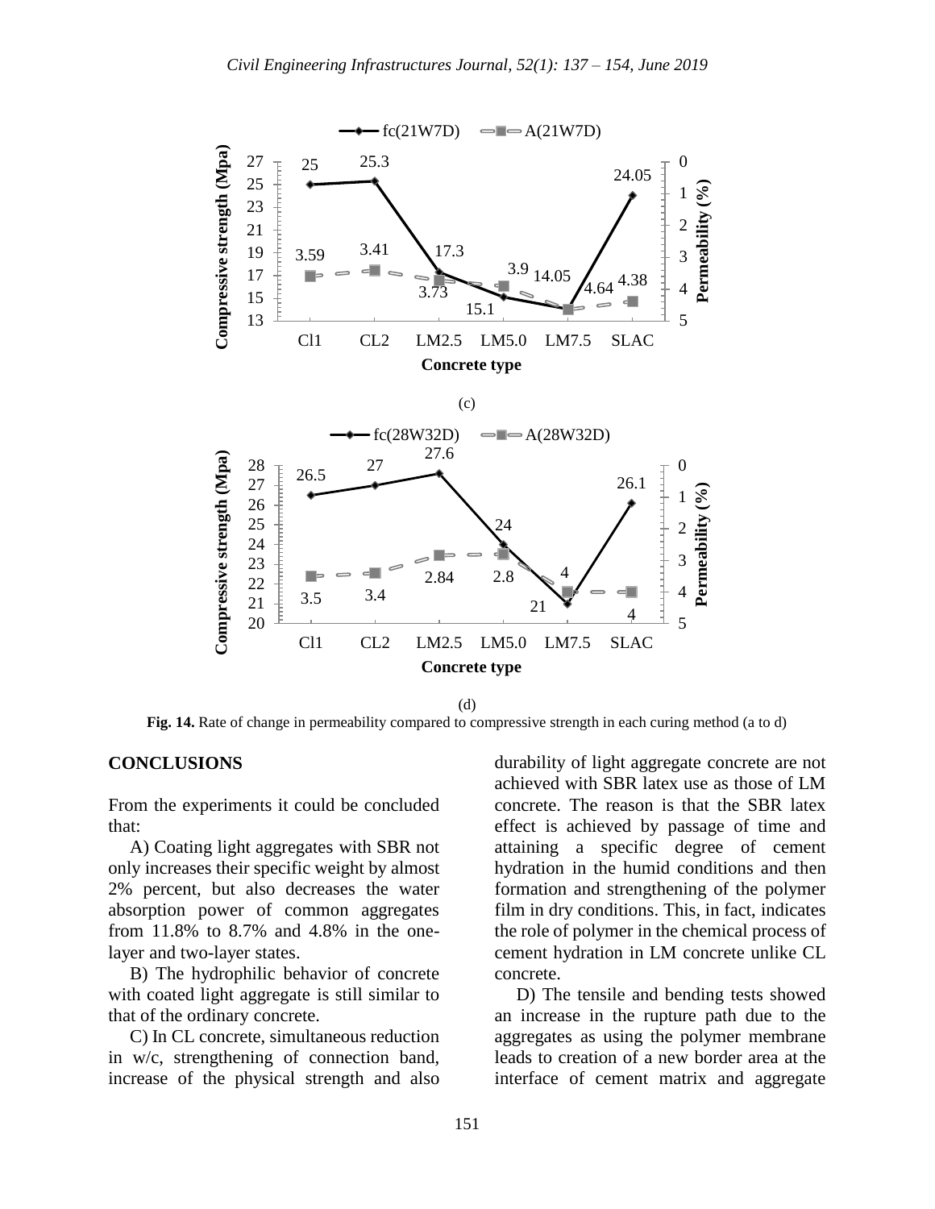(c)

(d)

**Fig. 14.** Rate of change in permeability compared to compressive strength in each curing method (a to d)

## CONCLUSIONS

From the experiments it could be concluded that:

A) Coating light aggregates with SBR not only increases their specific weight by almost 2% percent, but also decreases the water absorption power of common aggregates from 11.8% to 8.7% and 4.8% in the one-layer and two-layer states.

B) The hydrophilic behavior of concrete with coated light aggregate is still similar to that of the ordinary concrete.

C) In CL concrete, simultaneous reduction in w/c, strengthening of connection band, increase of the physical strength and also durability of light aggregate concrete are not achieved with SBR latex use as those of LM concrete. The reason is that the SBR latex effect is achieved by passage of time and attaining a specific degree of cement hydration in the humid conditions and then formation and strengthening of the polymer film in dry conditions. This, in fact, indicates the role of polymer in the chemical process of cement hydration in LM concrete unlike CL concrete.

D) The tensile and bending tests showed an increase in the rupture path due to the aggregates as using the polymer membrane leads to creation of a new border area at the interface of cement matrix and aggregate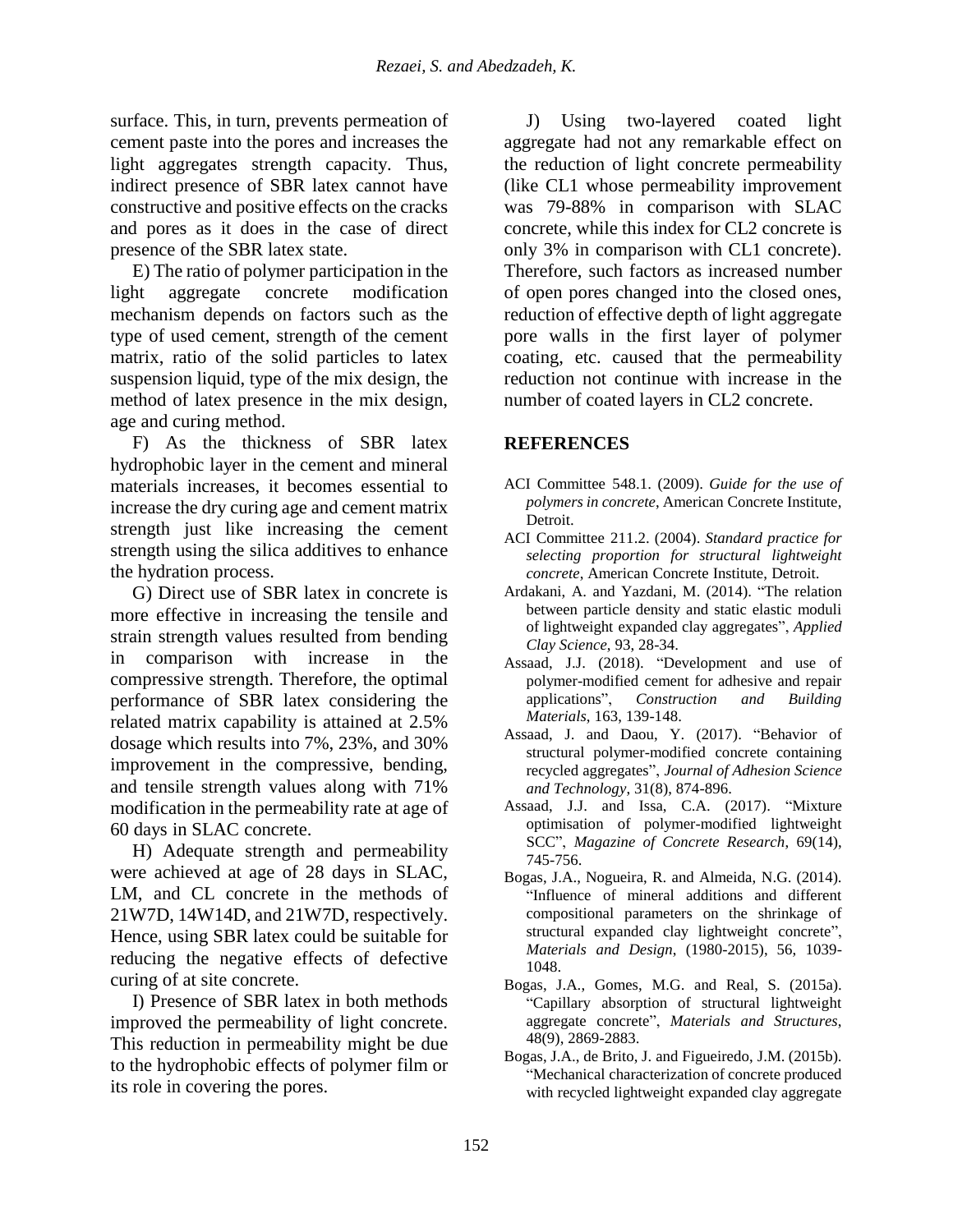surface. This, in turn, prevents permeation of cement paste into the pores and increases the light aggregates strength capacity. Thus, indirect presence of SBR latex cannot have constructive and positive effects on the cracks and pores as it does in the case of direct presence of the SBR latex state.

E) The ratio of polymer participation in the light aggregate concrete modification mechanism depends on factors such as the type of used cement, strength of the cement matrix, ratio of the solid particles to latex suspension liquid, type of the mix design, the method of latex presence in the mix design, age and curing method.

F) As the thickness of SBR latex hydrophobic layer in the cement and mineral materials increases, it becomes essential to increase the dry curing age and cement matrix strength just like increasing the cement strength using the silica additives to enhance the hydration process.

G) Direct use of SBR latex in concrete is more effective in increasing the tensile and strain strength values resulted from bending in comparison with increase in the compressive strength. Therefore, the optimal performance of SBR latex considering the related matrix capability is attained at 2.5% dosage which results into 7%, 23%, and 30% improvement in the compressive, bending, and tensile strength values along with 71% modification in the permeability rate at age of 60 days in SLAC concrete.

H) Adequate strength and permeability were achieved at age of 28 days in SLAC, LM, and CL concrete in the methods of 21W7D, 14W14D, and 21W7D, respectively. Hence, using SBR latex could be suitable for reducing the negative effects of defective curing of at site concrete.

I) Presence of SBR latex in both methods improved the permeability of light concrete. This reduction in permeability might be due to the hydrophobic effects of polymer film or its role in covering the pores.

J) Using two-layered coated light aggregate had not any remarkable effect on the reduction of light concrete permeability (like CL1 whose permeability improvement was 79-88% in comparison with SLAC concrete, while this index for CL2 concrete is only 3% in comparison with CL1 concrete). Therefore, such factors as increased number of open pores changed into the closed ones, reduction of effective depth of light aggregate pore walls in the first layer of polymer coating, etc. caused that the permeability reduction not continue with increase in the number of coated layers in CL2 concrete.

## REFERENCES

ACI Committee 548.1. (2009). *Guide for the use of polymers in concrete*, American Concrete Institute, Detroit.

ACI Committee 211.2. (2004). *Standard practice for selecting proportion for structural lightweight concrete*, American Concrete Institute, Detroit.

Ardakani, A. and Yazdani, M. (2014). "The relation between particle density and static elastic moduli of lightweight expanded clay aggregates", *Applied Clay Science*, 93, 28-34.

Assaad, J.J. (2018). "Development and use of polymer-modified cement for adhesive and repair applications", *Construction and Building Materials*, 163, 139-148.

Assaad, J. and Daou, Y. (2017). "Behavior of structural polymer-modified concrete containing recycled aggregates", *Journal of Adhesion Science and Technology*, 31(8), 874-896.

Assaad, J.J. and Issa, C.A. (2017). "Mixture optimisation of polymer-modified lightweight SCC", *Magazine of Concrete Research*, 69(14), 745-756.

Bogas, J.A., Nogueira, R. and Almeida, N.G. (2014). "Influence of mineral additions and different compositional parameters on the shrinkage of structural expanded clay lightweight concrete", *Materials and Design*, (1980-2015), 56, 1039-1048.

Bogas, J.A., Gomes, M.G. and Real, S. (2015a). "Capillary absorption of structural lightweight aggregate concrete", *Materials and Structures*, 48(9), 2869-2883.

Bogas, J.A., de Brito, J. and Figueiredo, J.M. (2015b). "Mechanical characterization of concrete produced with recycled lightweight expanded clay aggregate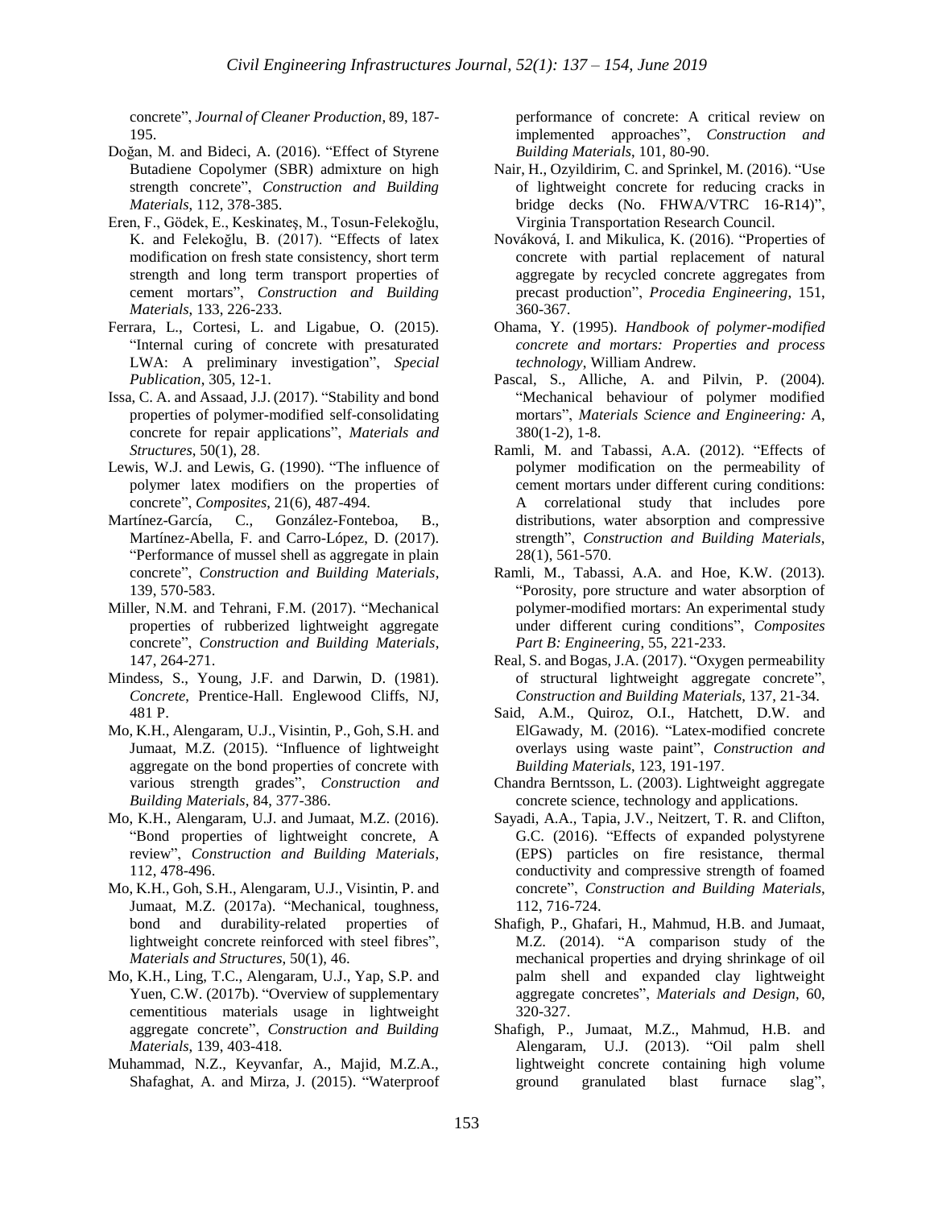concrete", *Journal of Cleaner Production*, 89, 187-195.

Doğan, M. and Bideci, A. (2016). "Effect of Styrene Butadiene Copolymer (SBR) admixture on high strength concrete", *Construction and Building Materials*, 112, 378-385.

Eren, F., Gödek, E., Keskinateş, M., Tosun-Felekoğlu, K. and Felekoğlu, B. (2017). "Effects of latex modification on fresh state consistency, short term strength and long term transport properties of cement mortars", *Construction and Building Materials*, 133, 226-233.

Ferrara, L., Cortesi, L. and Ligabue, O. (2015). "Internal curing of concrete with presaturated LWA: A preliminary investigation", *Special Publication*, 305, 12-1.

Issa, C. A. and Assaad, J.J. (2017). "Stability and bond properties of polymer-modified self-consolidating concrete for repair applications", *Materials and Structures*, 50(1), 28.

Lewis, W.J. and Lewis, G. (1990). "The influence of polymer latex modifiers on the properties of concrete", *Composites*, 21(6), 487-494.

Martínez-García, C., González-Fonteboa, B., Martínez-Abella, F. and Carro-López, D. (2017). "Performance of mussel shell as aggregate in plain concrete", *Construction and Building Materials*, 139, 570-583.

Miller, N.M. and Tehrani, F.M. (2017). "Mechanical properties of rubberized lightweight aggregate concrete", *Construction and Building Materials*, 147, 264-271.

Mindess, S., Young, J.F. and Darwin, D. (1981). *Concrete*, Prentice-Hall. Englewood Cliffs, NJ, 481 P.

Mo, K.H., Alengaram, U.J., Visintin, P., Goh, S.H. and Jumaat, M.Z. (2015). "Influence of lightweight aggregate on the bond properties of concrete with various strength grades", *Construction and Building Materials*, 84, 377-386.

Mo, K.H., Alengaram, U.J. and Jumaat, M.Z. (2016). "Bond properties of lightweight concrete, A review", *Construction and Building Materials*, 112, 478-496.

Mo, K.H., Goh, S.H., Alengaram, U.J., Visintin, P. and Jumaat, M.Z. (2017a). "Mechanical, toughness, bond and durability-related properties of lightweight concrete reinforced with steel fibres", *Materials and Structures*, 50(1), 46.

Mo, K.H., Ling, T.C., Alengaram, U.J., Yap, S.P. and Yuen, C.W. (2017b). "Overview of supplementary cementitious materials usage in lightweight aggregate concrete", *Construction and Building Materials*, 139, 403-418.

Muhammad, N.Z., Keyvanfar, A., Majid, M.Z.A., Shafaghat, A. and Mirza, J. (2015). "Waterproof performance of concrete: A critical review on implemented approaches", *Construction and Building Materials*, 101, 80-90.

Nair, H., Ozyildirim, C. and Sprinkel, M. (2016). "Use of lightweight concrete for reducing cracks in bridge decks (No. FHWA/VTRC 16-R14)", Virginia Transportation Research Council.

Nováková, I. and Mikulica, K. (2016). "Properties of concrete with partial replacement of natural aggregate by recycled concrete aggregates from precast production", *Procedia Engineering*, 151, 360-367.

Ohama, Y. (1995). *Handbook of polymer-modified concrete and mortars: Properties and process technology*, William Andrew.

Pascal, S., Alliche, A. and Pilvin, P. (2004). "Mechanical behaviour of polymer modified mortars", *Materials Science and Engineering: A*, 380(1-2), 1-8.

Ramli, M. and Tabassi, A.A. (2012). "Effects of polymer modification on the permeability of cement mortars under different curing conditions: A correlational study that includes pore distributions, water absorption and compressive strength", *Construction and Building Materials*, 28(1), 561-570.

Ramli, M., Tabassi, A.A. and Hoe, K.W. (2013). "Porosity, pore structure and water absorption of polymer-modified mortars: An experimental study under different curing conditions", *Composites Part B: Engineering*, 55, 221-233.

Real, S. and Bogas, J.A. (2017). "Oxygen permeability of structural lightweight aggregate concrete", *Construction and Building Materials*, 137, 21-34.

Said, A.M., Quiroz, O.I., Hatchett, D.W. and ElGawady, M. (2016). "Latex-modified concrete overlays using waste paint", *Construction and Building Materials*, 123, 191-197.

Chandra Berntsson, L. (2003). Lightweight aggregate concrete science, technology and applications.

Sayadi, A.A., Tapia, J.V., Neitzert, T. R. and Clifton, G.C. (2016). "Effects of expanded polystyrene (EPS) particles on fire resistance, thermal conductivity and compressive strength of foamed concrete", *Construction and Building Materials*, 112, 716-724.

Shafigh, P., Ghafari, H., Mahmud, H.B. and Jumaat, M.Z. (2014). "A comparison study of the mechanical properties and drying shrinkage of oil palm shell and expanded clay lightweight aggregate concretes", *Materials and Design*, 60, 320-327.

Shafigh, P., Jumaat, M.Z., Mahmud, H.B. and Alengaram, U.J. (2013). "Oil palm shell lightweight concrete containing high volume ground granulated blast furnace slag",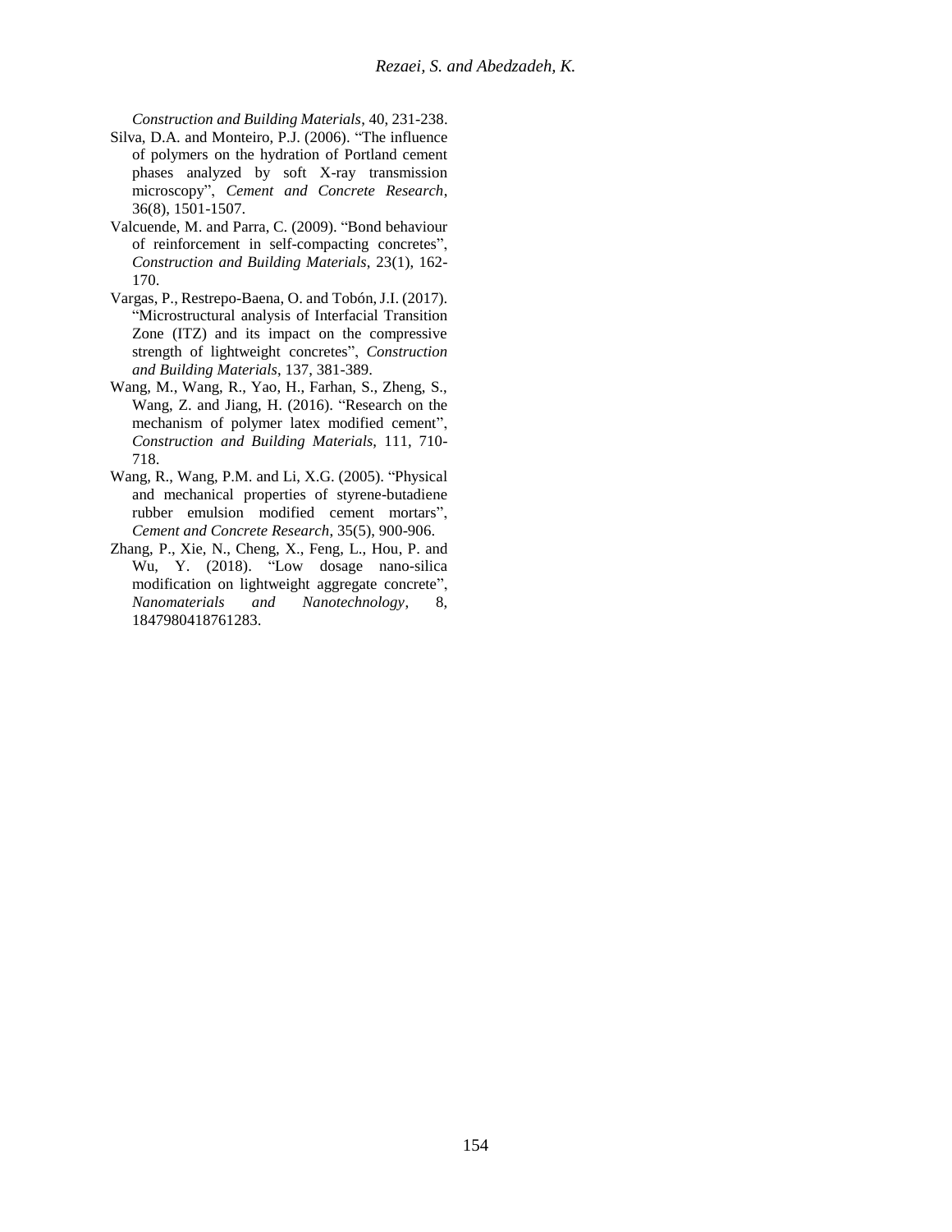*Construction and Building Materials*, 40, 231-238.

Silva, D.A. and Monteiro, P.J. (2006). "The influence of polymers on the hydration of Portland cement phases analyzed by soft X-ray transmission microscopy", *Cement and Concrete Research*, 36(8), 1501-1507.

Valcuende, M. and Parra, C. (2009). "Bond behaviour of reinforcement in self-compacting concretes", *Construction and Building Materials*, 23(1), 162-170.

Vargas, P., Restrepo-Baena, O. and Tobón, J.I. (2017). "Microstructural analysis of Interfacial Transition Zone (ITZ) and its impact on the compressive strength of lightweight concretes", *Construction and Building Materials*, 137, 381-389.

Wang, M., Wang, R., Yao, H., Farhan, S., Zheng, S., Wang, Z. and Jiang, H. (2016). "Research on the mechanism of polymer latex modified cement", *Construction and Building Materials*, 111, 710-718.

Wang, R., Wang, P.M. and Li, X.G. (2005). "Physical and mechanical properties of styrene-butadiene rubber emulsion modified cement mortars", *Cement and Concrete Research*, 35(5), 900-906.

Zhang, P., Xie, N., Cheng, X., Feng, L., Hou, P. and Wu, Y. (2018). "Low dosage nano-silica modification on lightweight aggregate concrete", *Nanomaterials and Nanotechnology*, 8, 1847980418761283.